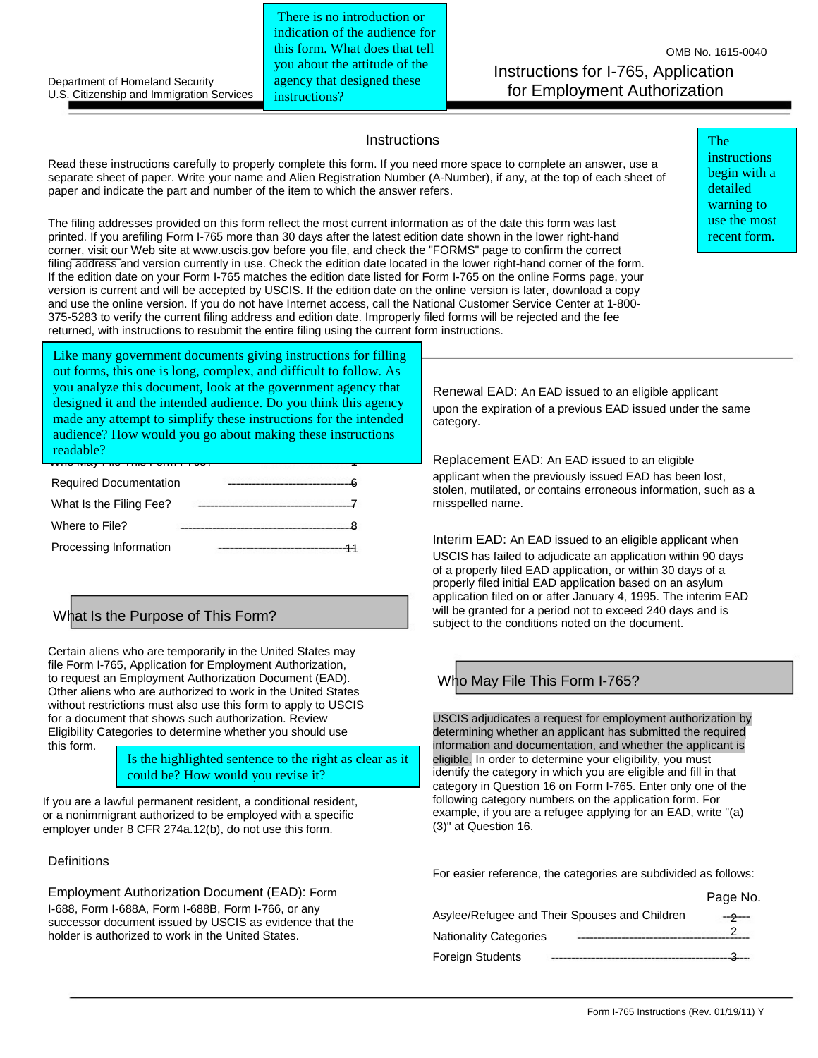Department of Homeland Security
U.S. Citizenship and Immigration Services

There is no introduction or indication of the audience for this form. What does that tell you about the attitude of the agency that designed these instructions?

OMB No. 1615-0040

# Instructions for I-765, Application for Employment Authorization

## Instructions

The instructions begin with a detailed warning to use the most recent form.

Read these instructions carefully to properly complete this form. If you need more space to complete an answer, use a separate sheet of paper. Write your name and Alien Registration Number (A-Number), if any, at the top of each sheet of paper and indicate the part and number of the item to which the answer refers.

The filing addresses provided on this form reflect the most current information as of the date this form was last printed. If you arefiling Form I-765 more than 30 days after the latest edition date shown in the lower right-hand corner, visit our Web site at www.uscis.gov before you file, and check the "FORMS" page to confirm the correct filing address and version currently in use. Check the edition date located in the lower right-hand corner of the form. If the edition date on your Form I-765 matches the edition date listed for Form I-765 on the online Forms page, your version is current and will be accepted by USCIS. If the edition date on the online version is later, download a copy and use the online version. If you do not have Internet access, call the National Customer Service Center at 1-800-375-5283 to verify the current filing address and edition date. Improperly filed forms will be rejected and the fee returned, with instructions to resubmit the entire filing using the current form instructions.

Like many government documents giving instructions for filling out forms, this one is long, complex, and difficult to follow. As you analyze this document, look at the government agency that designed it and the intended audience. Do you think this agency made any attempt to simplify these instructions for the intended audience? How would you go about making these instructions readable?

Who May File This Form I-765? ------- 1

Required Documentation ------- 6

What Is the Filing Fee? ------- 7

Where to File? ------- 8

Processing Information ------- 11

## What Is the Purpose of This Form?

Certain aliens who are temporarily in the United States may file Form I-765, Application for Employment Authorization, to request an Employment Authorization Document (EAD). Other aliens who are authorized to work in the United States without restrictions must also use this form to apply to USCIS for a document that shows such authorization. Review Eligibility Categories to determine whether you should use this form.

Is the highlighted sentence to the right as clear as it could be? How would you revise it?

If you are a lawful permanent resident, a conditional resident, or a nonimmigrant authorized to be employed with a specific employer under 8 CFR 274a.12(b), do not use this form.

### Definitions

**Employment Authorization Document (EAD):** Form I-688, Form I-688A, Form I-688B, Form I-766, or any successor document issued by USCIS as evidence that the holder is authorized to work in the United States.

**Renewal EAD:** An EAD issued to an eligible applicant upon the expiration of a previous EAD issued under the same category.

**Replacement EAD:** An EAD issued to an eligible applicant when the previously issued EAD has been lost, stolen, mutilated, or contains erroneous information, such as a misspelled name.

**Interim EAD:** An EAD issued to an eligible applicant when USCIS has failed to adjudicate an application within 90 days of a properly filed EAD application, or within 30 days of a properly filed initial EAD application based on an asylum application filed on or after January 4, 1995. The interim EAD will be granted for a period not to exceed 240 days and is subject to the conditions noted on the document.

## Who May File This Form I-765?

USCIS adjudicates a request for employment authorization by determining whether an applicant has submitted the required information and documentation, and whether the applicant is eligible. In order to determine your eligibility, you must identify the category in which you are eligible and fill in that category in Question 16 on Form I-765. Enter only one of the following category numbers on the application form. For example, if you are a refugee applying for an EAD, write "(a)(3)" at Question 16.

For easier reference, the categories are subdivided as follows:

| | Page No. |
|---|---|
| Asylee/Refugee and Their Spouses and Children | 2 |
| Nationality Categories | 2 |
| Foreign Students | 3 |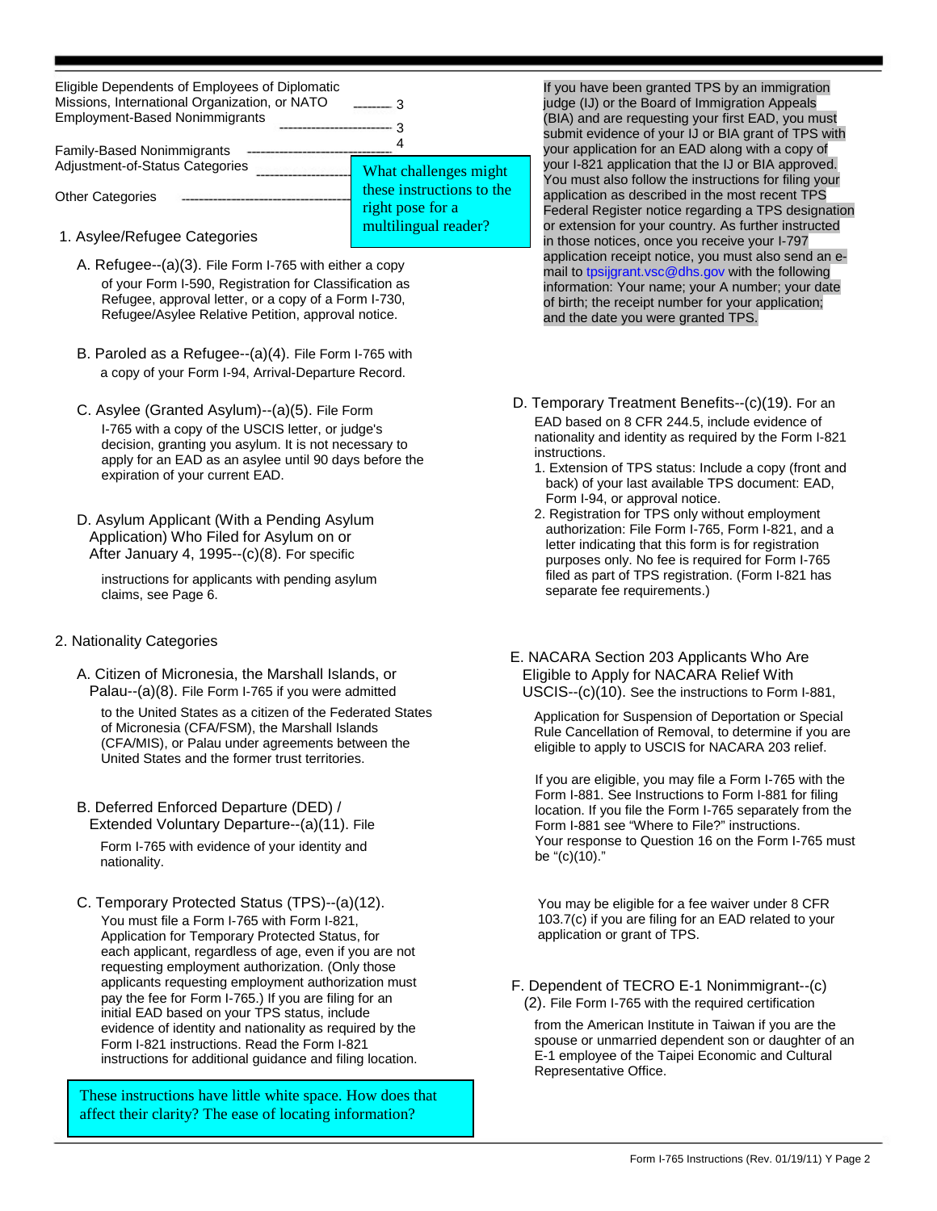Eligible Dependents of Employees of Diplomatic Missions, International Organization, or NATO -------- 3

Employment-Based Nonimmigrants ------------------------- 3

Family-Based Nonimmigrants ---------------------------- 4

Adjustment-of-Status Categories ----------------

Other Categories ---------------------------------

What challenges might these instructions to the right pose for a multilingual reader?

1. Asylee/Refugee Categories

A. Refugee--(a)(3). File Form I-765 with either a copy of your Form I-590, Registration for Classification as Refugee, approval letter, or a copy of a Form I-730, Refugee/Asylee Relative Petition, approval notice.

B. Paroled as a Refugee--(a)(4). File Form I-765 with a copy of your Form I-94, Arrival-Departure Record.

C. Asylee (Granted Asylum)--(a)(5). File Form I-765 with a copy of the USCIS letter, or judge's decision, granting you asylum. It is not necessary to apply for an EAD as an asylee until 90 days before the expiration of your current EAD.

D. Asylum Applicant (With a Pending Asylum Application) Who Filed for Asylum on or After January 4, 1995--(c)(8). For specific instructions for applicants with pending asylum claims, see Page 6.

2. Nationality Categories

A. Citizen of Micronesia, the Marshall Islands, or Palau--(a)(8). File Form I-765 if you were admitted to the United States as a citizen of the Federated States of Micronesia (CFA/FSM), the Marshall Islands (CFA/MIS), or Palau under agreements between the United States and the former trust territories.

B. Deferred Enforced Departure (DED) / Extended Voluntary Departure--(a)(11). File Form I-765 with evidence of your identity and nationality.

C. Temporary Protected Status (TPS)--(a)(12). You must file a Form I-765 with Form I-821, Application for Temporary Protected Status, for each applicant, regardless of age, even if you are not requesting employment authorization. (Only those applicants requesting employment authorization must pay the fee for Form I-765.) If you are filing for an initial EAD based on your TPS status, include evidence of identity and nationality as required by the Form I-821 instructions. Read the Form I-821 instructions for additional guidance and filing location.

These instructions have little white space. How does that affect their clarity? The ease of locating information?

If you have been granted TPS by an immigration judge (IJ) or the Board of Immigration Appeals (BIA) and are requesting your first EAD, you must submit evidence of your IJ or BIA grant of TPS with your application for an EAD along with a copy of your I-821 application that the IJ or BIA approved. You must also follow the instructions for filing your application as described in the most recent TPS Federal Register notice regarding a TPS designation or extension for your country. As further instructed in those notices, once you receive your I-797 application receipt notice, you must also send an e-mail to tpsijgrant.vsc@dhs.gov with the following information: Your name; your A number; your date of birth; the receipt number for your application; and the date you were granted TPS.

D. Temporary Treatment Benefits--(c)(19). For an EAD based on 8 CFR 244.5, include evidence of nationality and identity as required by the Form I-821 instructions.

1. Extension of TPS status: Include a copy (front and back) of your last available TPS document: EAD, Form I-94, or approval notice.
2. Registration for TPS only without employment authorization: File Form I-765, Form I-821, and a letter indicating that this form is for registration purposes only. No fee is required for Form I-765 filed as part of TPS registration. (Form I-821 has separate fee requirements.)

E. NACARA Section 203 Applicants Who Are Eligible to Apply for NACARA Relief With USCIS--(c)(10). See the instructions to Form I-881, Application for Suspension of Deportation or Special Rule Cancellation of Removal, to determine if you are eligible to apply to USCIS for NACARA 203 relief.

If you are eligible, you may file a Form I-765 with the Form I-881. See Instructions to Form I-881 for filing location. If you file the Form I-765 separately from the Form I-881 see "Where to File?" instructions. Your response to Question 16 on the Form I-765 must be "(c)(10)."

You may be eligible for a fee waiver under 8 CFR 103.7(c) if you are filing for an EAD related to your application or grant of TPS.

F. Dependent of TECRO E-1 Nonimmigrant--(c)(2). File Form I-765 with the required certification from the American Institute in Taiwan if you are the spouse or unmarried dependent son or daughter of an E-1 employee of the Taipei Economic and Cultural Representative Office.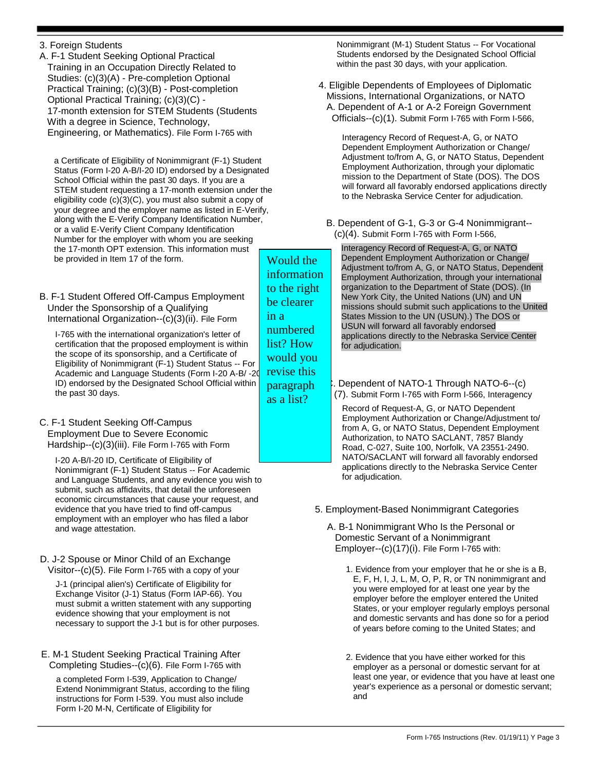3. Foreign Students

A. F-1 Student Seeking Optional Practical Training in an Occupation Directly Related to Studies: (c)(3)(A) - Pre-completion Optional Practical Training; (c)(3)(B) - Post-completion Optional Practical Training; (c)(3)(C) - 17-month extension for STEM Students (Students With a degree in Science, Technology, Engineering, or Mathematics). File Form I-765 with a Certificate of Eligibility of Nonimmigrant (F-1) Student Status (Form I-20 A-B/I-20 ID) endorsed by a Designated School Official within the past 30 days. If you are a STEM student requesting a 17-month extension under the eligibility code (c)(3)(C), you must also submit a copy of your degree and the employer name as listed in E-Verify, along with the E-Verify Company Identification Number, or a valid E-Verify Client Company Identification Number for the employer with whom you are seeking the 17-month OPT extension. This information must be provided in Item 17 of the form.

B. F-1 Student Offered Off-Campus Employment Under the Sponsorship of a Qualifying International Organization--(c)(3)(ii). File Form I-765 with the international organization's letter of certification that the proposed employment is within the scope of its sponsorship, and a Certificate of Eligibility of Nonimmigrant (F-1) Student Status -- For Academic and Language Students (Form I-20 A-B/I-20 ID) endorsed by the Designated School Official within the past 30 days.

C. F-1 Student Seeking Off-Campus Employment Due to Severe Economic Hardship--(c)(3)(iii). File Form I-765 with Form I-20 A-B/I-20 ID, Certificate of Eligibility of Nonimmigrant (F-1) Student Status -- For Academic and Language Students, and any evidence you wish to submit, such as affidavits, that detail the unforeseen economic circumstances that cause your request, and evidence that you have tried to find off-campus employment with an employer who has filed a labor and wage attestation.

D. J-2 Spouse or Minor Child of an Exchange Visitor--(c)(5). File Form I-765 with a copy of your J-1 (principal alien's) Certificate of Eligibility for Exchange Visitor (J-1) Status (Form IAP-66). You must submit a written statement with any supporting evidence showing that your employment is not necessary to support the J-1 but is for other purposes.

E. M-1 Student Seeking Practical Training After Completing Studies--(c)(6). File Form I-765 with a completed Form I-539, Application to Change/Extend Nonimmigrant Status, according to the filing instructions for Form I-539. You must also include Form I-20 M-N, Certificate of Eligibility for Nonimmigrant (M-1) Student Status -- For Vocational Students endorsed by the Designated School Official within the past 30 days, with your application.

> Would the information to the right be clearer in a numbered list? How would you revise this paragraph as a list?

4. Eligible Dependents of Employees of Diplomatic Missions, International Organizations, or NATO

A. Dependent of A-1 or A-2 Foreign Government Officials--(c)(1). Submit Form I-765 with Form I-566, Interagency Record of Request-A, G, or NATO Dependent Employment Authorization or Change/Adjustment to/from A, G, or NATO Status, Dependent Employment Authorization, through your diplomatic mission to the Department of State (DOS). The DOS will forward all favorably endorsed applications directly to the Nebraska Service Center for adjudication.

B. Dependent of G-1, G-3 or G-4 Nonimmigrant--(c)(4). Submit Form I-765 with Form I-566, Interagency Record of Request-A, G, or NATO Dependent Employment Authorization or Change/Adjustment to/from A, G, or NATO Status, Dependent Employment Authorization, through your international organization to the Department of State (DOS). (In New York City, the United Nations (UN) and UN missions should submit such applications to the United States Mission to the UN (USUN).) The DOS or USUN will forward all favorably endorsed applications directly to the Nebraska Service Center for adjudication.

C. Dependent of NATO-1 Through NATO-6--(c)(7). Submit Form I-765 with Form I-566, Interagency Record of Request-A, G, or NATO Dependent Employment Authorization or Change/Adjustment to/from A, G, or NATO Status, Dependent Employment Authorization, to NATO SACLANT, 7857 Blandy Road, C-027, Suite 100, Norfolk, VA 23551-2490. NATO/SACLANT will forward all favorably endorsed applications directly to the Nebraska Service Center for adjudication.

5. Employment-Based Nonimmigrant Categories

A. B-1 Nonimmigrant Who Is the Personal or Domestic Servant of a Nonimmigrant Employer--(c)(17)(i). File Form I-765 with:

1. Evidence from your employer that he or she is a B, E, F, H, I, J, L, M, O, P, R, or TN nonimmigrant and you were employed for at least one year by the employer before the employer entered the United States, or your employer regularly employs personal and domestic servants and has done so for a period of years before coming to the United States; and

2. Evidence that you have either worked for this employer as a personal or domestic servant for at least one year, or evidence that you have at least one year's experience as a personal or domestic servant; and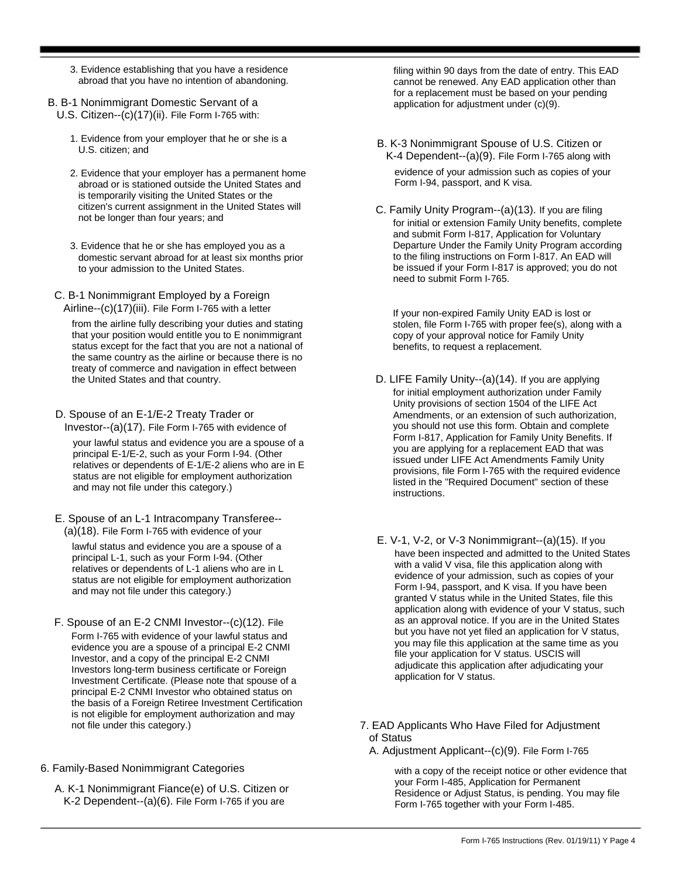3. Evidence establishing that you have a residence abroad that you have no intention of abandoning.

B. B-1 Nonimmigrant Domestic Servant of a U.S. Citizen--(c)(17)(ii). File Form I-765 with:

1. Evidence from your employer that he or she is a U.S. citizen; and

2. Evidence that your employer has a permanent home abroad or is stationed outside the United States and is temporarily visiting the United States or the citizen's current assignment in the United States will not be longer than four years; and

3. Evidence that he or she has employed you as a domestic servant abroad for at least six months prior to your admission to the United States.

C. B-1 Nonimmigrant Employed by a Foreign Airline--(c)(17)(iii). File Form I-765 with a letter from the airline fully describing your duties and stating that your position would entitle you to E nonimmigrant status except for the fact that you are not a national of the same country as the airline or because there is no treaty of commerce and navigation in effect between the United States and that country.

D. Spouse of an E-1/E-2 Treaty Trader or Investor--(a)(17). File Form I-765 with evidence of your lawful status and evidence you are a spouse of a principal E-1/E-2, such as your Form I-94. (Other relatives or dependents of E-1/E-2 aliens who are in E status are not eligible for employment authorization and may not file under this category.)

E. Spouse of an L-1 Intracompany Transferee--(a)(18). File Form I-765 with evidence of your lawful status and evidence you are a spouse of a principal L-1, such as your Form I-94. (Other relatives or dependents of L-1 aliens who are in L status are not eligible for employment authorization and may not file under this category.)

F. Spouse of an E-2 CNMI Investor--(c)(12). File Form I-765 with evidence of your lawful status and evidence you are a spouse of a principal E-2 CNMI Investor, and a copy of the principal E-2 CNMI Investors long-term business certificate or Foreign Investment Certificate. (Please note that spouse of a principal E-2 CNMI Investor who obtained status on the basis of a Foreign Retiree Investment Certification is not eligible for employment authorization and may not file under this category.)

6. Family-Based Nonimmigrant Categories

A. K-1 Nonimmigrant Fiance(e) of U.S. Citizen or K-2 Dependent--(a)(6). File Form I-765 if you are filing within 90 days from the date of entry. This EAD cannot be renewed. Any EAD application other than for a replacement must be based on your pending application for adjustment under (c)(9).

B. K-3 Nonimmigrant Spouse of U.S. Citizen or K-4 Dependent--(a)(9). File Form I-765 along with evidence of your admission such as copies of your Form I-94, passport, and K visa.

C. Family Unity Program--(a)(13). If you are filing for initial or extension Family Unity benefits, complete and submit Form I-817, Application for Voluntary Departure Under the Family Unity Program according to the filing instructions on Form I-817. An EAD will be issued if your Form I-817 is approved; you do not need to submit Form I-765.

If your non-expired Family Unity EAD is lost or stolen, file Form I-765 with proper fee(s), along with a copy of your approval notice for Family Unity benefits, to request a replacement.

D. LIFE Family Unity--(a)(14). If you are applying for initial employment authorization under Family Unity provisions of section 1504 of the LIFE Act Amendments, or an extension of such authorization, you should not use this form. Obtain and complete Form I-817, Application for Family Unity Benefits. If you are applying for a replacement EAD that was issued under LIFE Act Amendments Family Unity provisions, file Form I-765 with the required evidence listed in the "Required Document" section of these instructions.

E. V-1, V-2, or V-3 Nonimmigrant--(a)(15). If you have been inspected and admitted to the United States with a valid V visa, file this application along with evidence of your admission, such as copies of your Form I-94, passport, and K visa. If you have been granted V status while in the United States, file this application along with evidence of your V status, such as an approval notice. If you are in the United States but you have not yet filed an application for V status, you may file this application at the same time as you file your application for V status. USCIS will adjudicate this application after adjudicating your application for V status.

7. EAD Applicants Who Have Filed for Adjustment of Status

A. Adjustment Applicant--(c)(9). File Form I-765 with a copy of the receipt notice or other evidence that your Form I-485, Application for Permanent Residence or Adjust Status, is pending. You may file Form I-765 together with your Form I-485.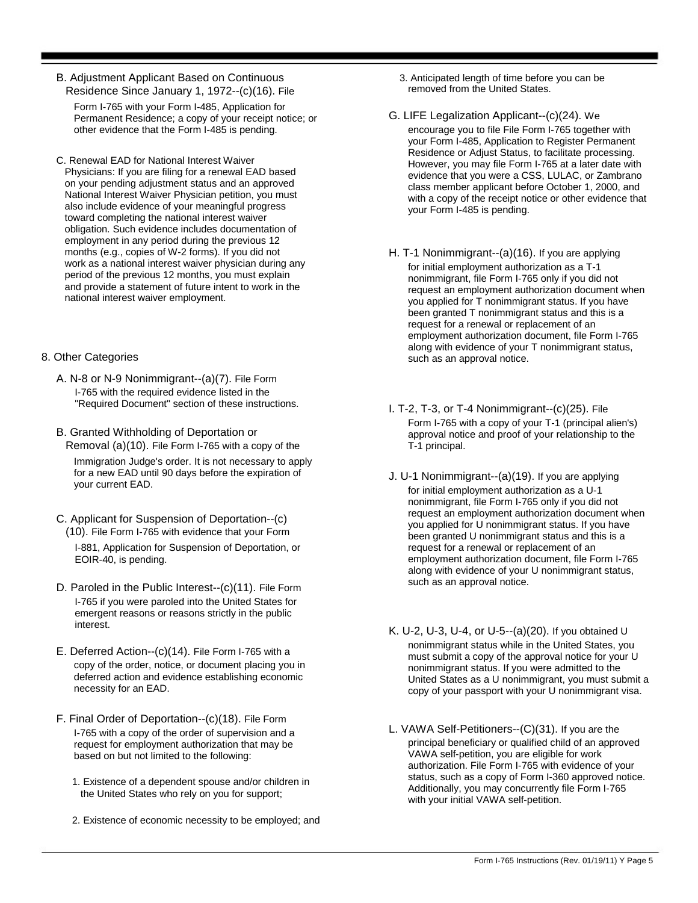B. Adjustment Applicant Based on Continuous Residence Since January 1, 1972--(c)(16). File Form I-765 with your Form I-485, Application for Permanent Residence; a copy of your receipt notice; or other evidence that the Form I-485 is pending.

C. Renewal EAD for National Interest Waiver Physicians: If you are filing for a renewal EAD based on your pending adjustment status and an approved National Interest Waiver Physician petition, you must also include evidence of your meaningful progress toward completing the national interest waiver obligation. Such evidence includes documentation of employment in any period during the previous 12 months (e.g., copies of W-2 forms). If you did not work as a national interest waiver physician during any period of the previous 12 months, you must explain and provide a statement of future intent to work in the national interest waiver employment.

8. Other Categories

A. N-8 or N-9 Nonimmigrant--(a)(7). File Form I-765 with the required evidence listed in the "Required Document" section of these instructions.

B. Granted Withholding of Deportation or Removal (a)(10). File Form I-765 with a copy of the Immigration Judge's order. It is not necessary to apply for a new EAD until 90 days before the expiration of your current EAD.

C. Applicant for Suspension of Deportation--(c)(10). File Form I-765 with evidence that your Form I-881, Application for Suspension of Deportation, or EOIR-40, is pending.

D. Paroled in the Public Interest--(c)(11). File Form I-765 if you were paroled into the United States for emergent reasons or reasons strictly in the public interest.

E. Deferred Action--(c)(14). File Form I-765 with a copy of the order, notice, or document placing you in deferred action and evidence establishing economic necessity for an EAD.

F. Final Order of Deportation--(c)(18). File Form I-765 with a copy of the order of supervision and a request for employment authorization that may be based on but not limited to the following:

1. Existence of a dependent spouse and/or children in the United States who rely on you for support;

2. Existence of economic necessity to be employed; and

3. Anticipated length of time before you can be removed from the United States.

G. LIFE Legalization Applicant--(c)(24). We encourage you to file File Form I-765 together with your Form I-485, Application to Register Permanent Residence or Adjust Status, to facilitate processing. However, you may file Form I-765 at a later date with evidence that you were a CSS, LULAC, or Zambrano class member applicant before October 1, 2000, and with a copy of the receipt notice or other evidence that your Form I-485 is pending.

H. T-1 Nonimmigrant--(a)(16). If you are applying for initial employment authorization as a T-1 nonimmigrant, file Form I-765 only if you did not request an employment authorization document when you applied for T nonimmigrant status. If you have been granted T nonimmigrant status and this is a request for a renewal or replacement of an employment authorization document, file Form I-765 along with evidence of your T nonimmigrant status, such as an approval notice.

I. T-2, T-3, or T-4 Nonimmigrant--(c)(25). File Form I-765 with a copy of your T-1 (principal alien's) approval notice and proof of your relationship to the T-1 principal.

J. U-1 Nonimmigrant--(a)(19). If you are applying for initial employment authorization as a U-1 nonimmigrant, file Form I-765 only if you did not request an employment authorization document when you applied for U nonimmigrant status. If you have been granted U nonimmigrant status and this is a request for a renewal or replacement of an employment authorization document, file Form I-765 along with evidence of your U nonimmigrant status, such as an approval notice.

K. U-2, U-3, U-4, or U-5--(a)(20). If you obtained U nonimmigrant status while in the United States, you must submit a copy of the approval notice for your U nonimmigrant status. If you were admitted to the United States as a U nonimmigrant, you must submit a copy of your passport with your U nonimmigrant visa.

L. VAWA Self-Petitioners--(C)(31). If you are the principal beneficiary or qualified child of an approved VAWA self-petition, you are eligible for work authorization. File Form I-765 with evidence of your status, such as a copy of Form I-360 approved notice. Additionally, you may concurrently file Form I-765 with your initial VAWA self-petition.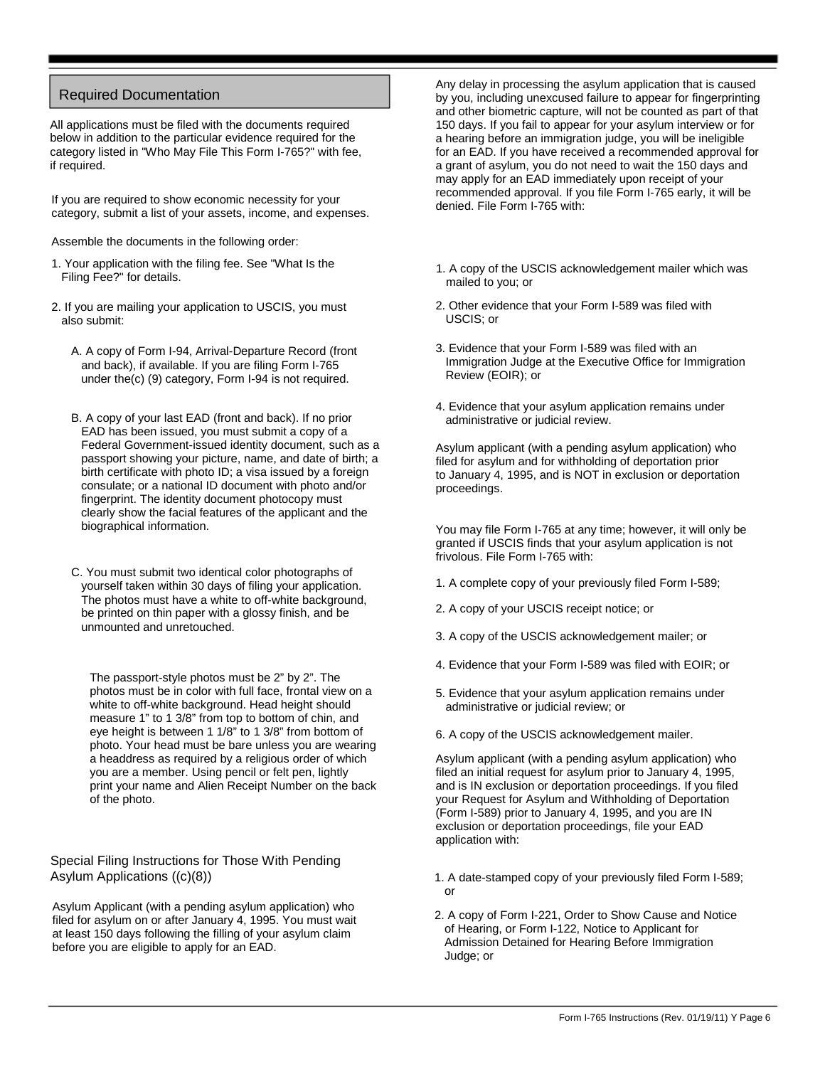## Required Documentation

All applications must be filed with the documents required below in addition to the particular evidence required for the category listed in "Who May File This Form I-765?" with fee, if required.

If you are required to show economic necessity for your category, submit a list of your assets, income, and expenses.

Assemble the documents in the following order:

1. Your application with the filing fee. See "What Is the Filing Fee?" for details.

2. If you are mailing your application to USCIS, you must also submit:

   A. A copy of Form I-94, Arrival-Departure Record (front and back), if available. If you are filing Form I-765 under the(c) (9) category, Form I-94 is not required.

   B. A copy of your last EAD (front and back). If no prior EAD has been issued, you must submit a copy of a Federal Government-issued identity document, such as a passport showing your picture, name, and date of birth; a birth certificate with photo ID; a visa issued by a foreign consulate; or a national ID document with photo and/or fingerprint. The identity document photocopy must clearly show the facial features of the applicant and the biographical information.

   C. You must submit two identical color photographs of yourself taken within 30 days of filing your application. The photos must have a white to off-white background, be printed on thin paper with a glossy finish, and be unmounted and unretouched.

   The passport-style photos must be 2" by 2". The photos must be in color with full face, frontal view on a white to off-white background. Head height should measure 1" to 1 3/8" from top to bottom of chin, and eye height is between 1 1/8" to 1 3/8" from bottom of photo. Your head must be bare unless you are wearing a headdress as required by a religious order of which you are a member. Using pencil or felt pen, lightly print your name and Alien Receipt Number on the back of the photo.

### Special Filing Instructions for Those With Pending Asylum Applications ((c)(8))

Asylum Applicant (with a pending asylum application) who filed for asylum on or after January 4, 1995. You must wait at least 150 days following the filling of your asylum claim before you are eligible to apply for an EAD.

Any delay in processing the asylum application that is caused by you, including unexcused failure to appear for fingerprinting and other biometric capture, will not be counted as part of that 150 days. If you fail to appear for your asylum interview or for a hearing before an immigration judge, you will be ineligible for an EAD. If you have received a recommended approval for a grant of asylum, you do not need to wait the 150 days and may apply for an EAD immediately upon receipt of your recommended approval. If you file Form I-765 early, it will be denied. File Form I-765 with:

1. A copy of the USCIS acknowledgement mailer which was mailed to you; or

2. Other evidence that your Form I-589 was filed with USCIS; or

3. Evidence that your Form I-589 was filed with an Immigration Judge at the Executive Office for Immigration Review (EOIR); or

4. Evidence that your asylum application remains under administrative or judicial review.

Asylum applicant (with a pending asylum application) who filed for asylum and for withholding of deportation prior to January 4, 1995, and is NOT in exclusion or deportation proceedings.

You may file Form I-765 at any time; however, it will only be granted if USCIS finds that your asylum application is not frivolous. File Form I-765 with:

1. A complete copy of your previously filed Form I-589;

2. A copy of your USCIS receipt notice; or

3. A copy of the USCIS acknowledgement mailer; or

4. Evidence that your Form I-589 was filed with EOIR; or

5. Evidence that your asylum application remains under administrative or judicial review; or

6. A copy of the USCIS acknowledgement mailer.

Asylum applicant (with a pending asylum application) who filed an initial request for asylum prior to January 4, 1995, and is IN exclusion or deportation proceedings. If you filed your Request for Asylum and Withholding of Deportation (Form I-589) prior to January 4, 1995, and you are IN exclusion or deportation proceedings, file your EAD application with:

1. A date-stamped copy of your previously filed Form I-589; or

2. A copy of Form I-221, Order to Show Cause and Notice of Hearing, or Form I-122, Notice to Applicant for Admission Detained for Hearing Before Immigration Judge; or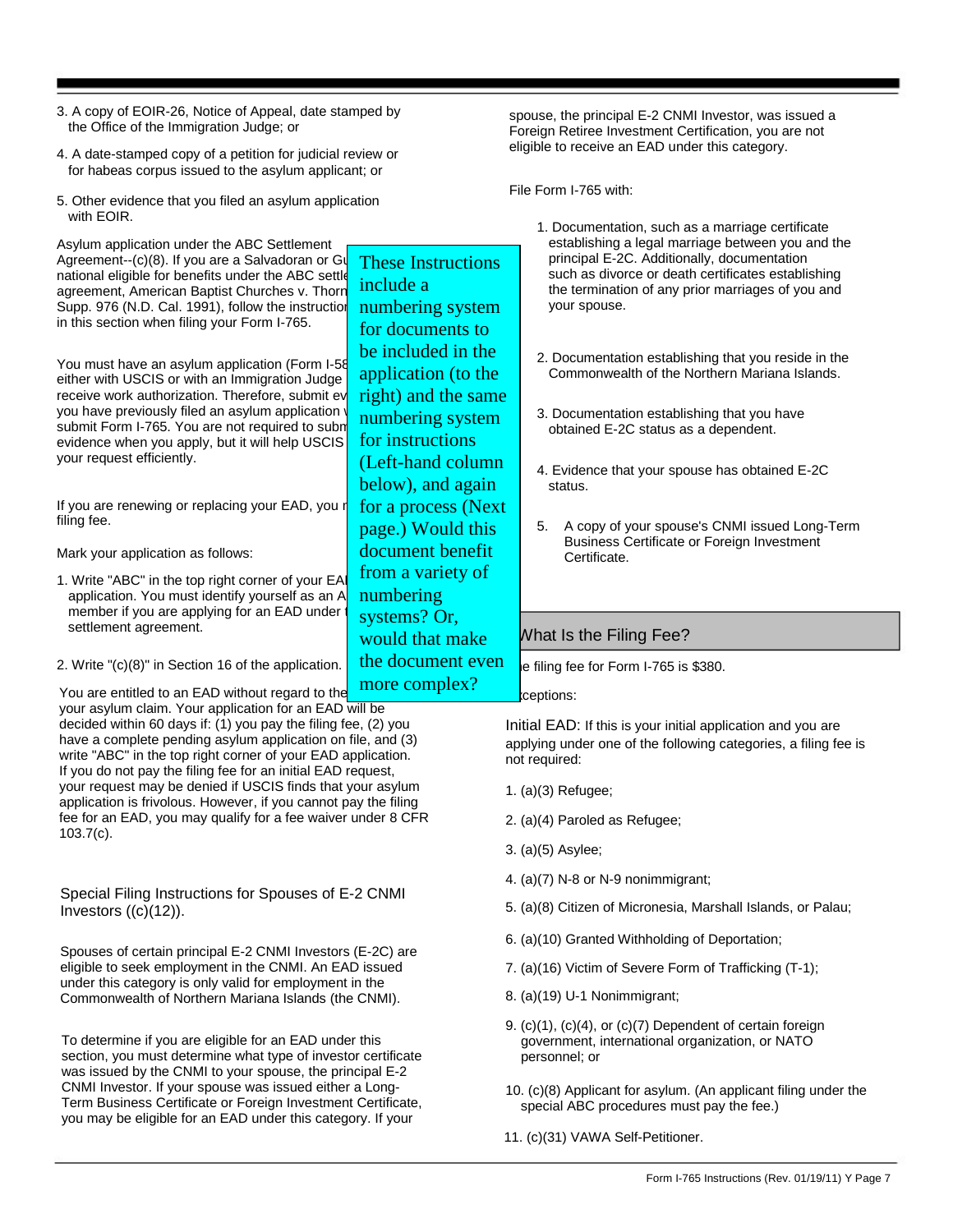3. A copy of EOIR-26, Notice of Appeal, date stamped by the Office of the Immigration Judge; or

4. A date-stamped copy of a petition for judicial review or for habeas corpus issued to the asylum applicant; or

5. Other evidence that you filed an asylum application with EOIR.

Asylum application under the ABC Settlement Agreement--(c)(8). If you are a Salvadoran or Gu national eligible for benefits under the ABC settle agreement, American Baptist Churches v. Thorn Supp. 976 (N.D. Cal. 1991), follow the instruction in this section when filing your Form I-765.

You must have an asylum application (Form I-58 either with USCIS or with an Immigration Judge receive work authorization. Therefore, submit ev you have previously filed an asylum application submit Form I-765. You are not required to subm evidence when you apply, but it will help USCIS your request efficiently.

If you are renewing or replacing your EAD, you r filing fee.

Mark your application as follows:

1. Write "ABC" in the top right corner of your EA application. You must identify yourself as an A member if you are applying for an EAD under settlement agreement.

2. Write "(c)(8)" in Section 16 of the application.

These Instructions include a numbering system for documents to be included in the application (to the right) and the same numbering system for instructions (Left-hand column below), and again for a process (Next page.) Would this document benefit from a variety of numbering systems? Or, would that make the document even more complex?

You are entitled to an EAD without regard to the your asylum claim. Your application for an EAD will be decided within 60 days if: (1) you pay the filing fee, (2) you have a complete pending asylum application on file, and (3) write "ABC" in the top right corner of your EAD application. If you do not pay the filing fee for an initial EAD request, your request may be denied if USCIS finds that your asylum application is frivolous. However, if you cannot pay the filing fee for an EAD, you may qualify for a fee waiver under 8 CFR 103.7(c).

Special Filing Instructions for Spouses of E-2 CNMI Investors ((c)(12)).

Spouses of certain principal E-2 CNMI Investors (E-2C) are eligible to seek employment in the CNMI. An EAD issued under this category is only valid for employment in the Commonwealth of Northern Mariana Islands (the CNMI).

To determine if you are eligible for an EAD under this section, you must determine what type of investor certificate was issued by the CNMI to your spouse, the principal E-2 CNMI Investor. If your spouse was issued either a Long-Term Business Certificate or Foreign Investment Certificate, you may be eligible for an EAD under this category. If your spouse, the principal E-2 CNMI Investor, was issued a Foreign Retiree Investment Certification, you are not eligible to receive an EAD under this category.

File Form I-765 with:

1. Documentation, such as a marriage certificate establishing a legal marriage between you and the principal E-2C. Additionally, documentation such as divorce or death certificates establishing the termination of any prior marriages of you and your spouse.

2. Documentation establishing that you reside in the Commonwealth of the Northern Mariana Islands.

3. Documentation establishing that you have obtained E-2C status as a dependent.

4. Evidence that your spouse has obtained E-2C status.

5. A copy of your spouse's CNMI issued Long-Term Business Certificate or Foreign Investment Certificate.

## What Is the Filing Fee?

e filing fee for Form I-765 is $380.

ceptions:

Initial EAD: If this is your initial application and you are applying under one of the following categories, a filing fee is not required:

1. (a)(3) Refugee;
2. (a)(4) Paroled as Refugee;
3. (a)(5) Asylee;
4. (a)(7) N-8 or N-9 nonimmigrant;
5. (a)(8) Citizen of Micronesia, Marshall Islands, or Palau;
6. (a)(10) Granted Withholding of Deportation;
7. (a)(16) Victim of Severe Form of Trafficking (T-1);
8. (a)(19) U-1 Nonimmigrant;
9. (c)(1), (c)(4), or (c)(7) Dependent of certain foreign government, international organization, or NATO personnel; or
10. (c)(8) Applicant for asylum. (An applicant filing under the special ABC procedures must pay the fee.)
11. (c)(31) VAWA Self-Petitioner.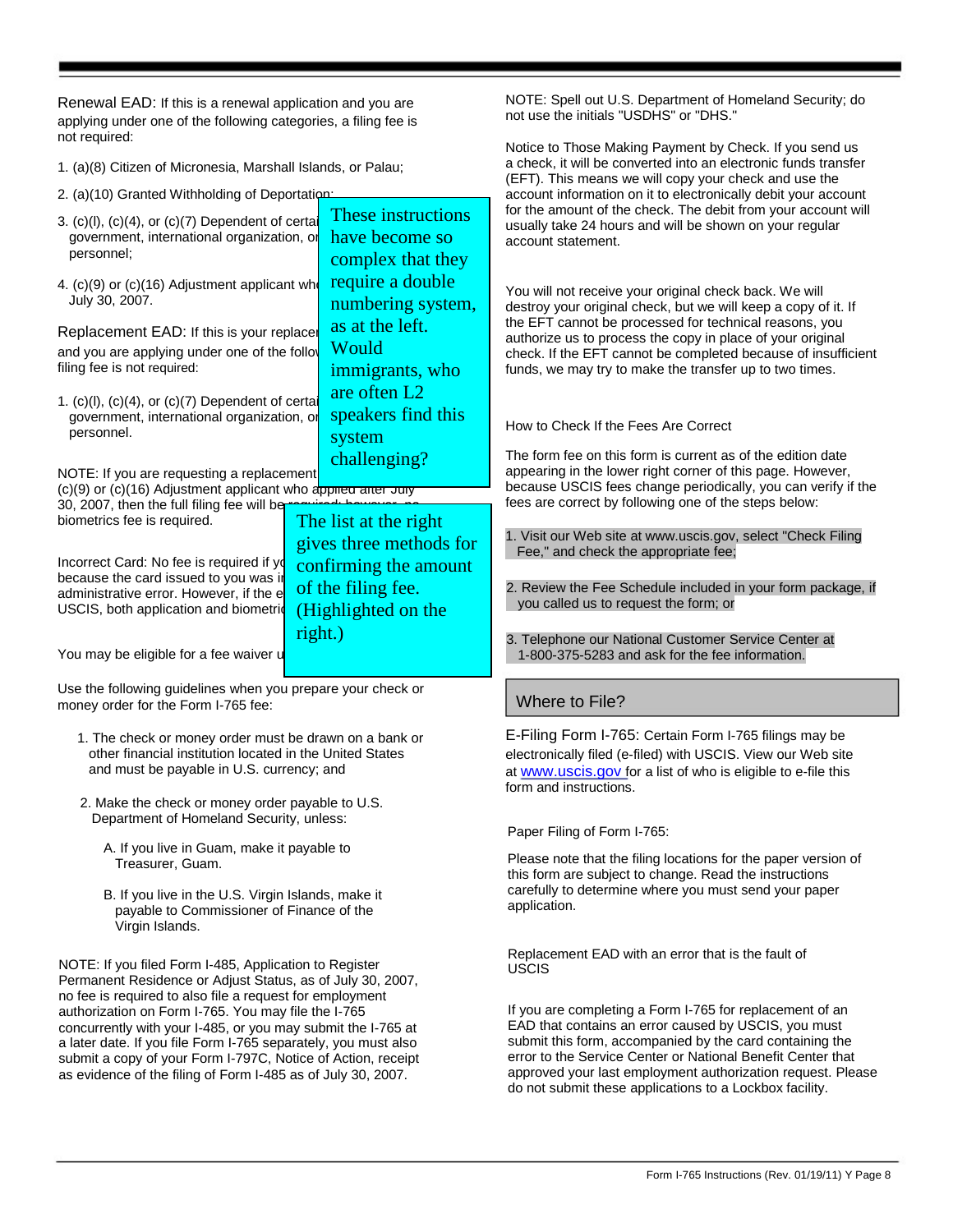Renewal EAD: If this is a renewal application and you are applying under one of the following categories, a filing fee is not required:

1. (a)(8) Citizen of Micronesia, Marshall Islands, or Palau;
2. (a)(10) Granted Withholding of Deportation;
3. (c)(l), (c)(4), or (c)(7) Dependent of certai government, international organization, o personnel;
4. (c)(9) or (c)(16) Adjustment applicant wh July 30, 2007.

Replacement EAD: If this is your replace and you are applying under one of the follo filing fee is not required:

1. (c)(l), (c)(4), or (c)(7) Dependent of certai government, international organization, o personnel.

NOTE: If you are requesting a replacement (c)(9) or (c)(16) Adjustment applicant who applied after July 30, 2007, then the full filing fee will be required; however, no biometrics fee is required.

Incorrect Card: No fee is required if yo because the card issued to you was i administrative error. However, if the e USCIS, both application and biometri

You may be eligible for a fee waiver u

These instructions have become so complex that they require a double numbering system, as at the left. Would immigrants, who are often L2 speakers find this system challenging?

The list at the right gives three methods for confirming the amount of the filing fee. (Highlighted on the right.)

Use the following guidelines when you prepare your check or money order for the Form I-765 fee:

1. The check or money order must be drawn on a bank or other financial institution located in the United States and must be payable in U.S. currency; and
2. Make the check or money order payable to U.S. Department of Homeland Security, unless:
   - A. If you live in Guam, make it payable to Treasurer, Guam.
   - B. If you live in the U.S. Virgin Islands, make it payable to Commissioner of Finance of the Virgin Islands.

NOTE: If you filed Form I-485, Application to Register Permanent Residence or Adjust Status, as of July 30, 2007, no fee is required to also file a request for employment authorization on Form I-765. You may file the I-765 concurrently with your I-485, or you may submit the I-765 at a later date. If you file Form I-765 separately, you must also submit a copy of your Form I-797C, Notice of Action, receipt as evidence of the filing of Form I-485 as of July 30, 2007.

NOTE: Spell out U.S. Department of Homeland Security; do not use the initials "USDHS" or "DHS."

Notice to Those Making Payment by Check. If you send us a check, it will be converted into an electronic funds transfer (EFT). This means we will copy your check and use the account information on it to electronically debit your account for the amount of the check. The debit from your account will usually take 24 hours and will be shown on your regular account statement.

You will not receive your original check back. We will destroy your original check, but we will keep a copy of it. If the EFT cannot be processed for technical reasons, you authorize us to process the copy in place of your original check. If the EFT cannot be completed because of insufficient funds, we may try to make the transfer up to two times.

How to Check If the Fees Are Correct

The form fee on this form is current as of the edition date appearing in the lower right corner of this page. However, because USCIS fees change periodically, you can verify if the fees are correct by following one of the steps below:

1. Visit our Web site at www.uscis.gov, select "Check Filing Fee," and check the appropriate fee;
2. Review the Fee Schedule included in your form package, if you called us to request the form; or
3. Telephone our National Customer Service Center at 1-800-375-5283 and ask for the fee information.

## Where to File?

E-Filing Form I-765: Certain Form I-765 filings may be electronically filed (e-filed) with USCIS. View our Web site at www.uscis.gov for a list of who is eligible to e-file this form and instructions.

Paper Filing of Form I-765:

Please note that the filing locations for the paper version of this form are subject to change. Read the instructions carefully to determine where you must send your paper application.

Replacement EAD with an error that is the fault of USCIS

If you are completing a Form I-765 for replacement of an EAD that contains an error caused by USCIS, you must submit this form, accompanied by the card containing the error to the Service Center or National Benefit Center that approved your last employment authorization request. Please do not submit these applications to a Lockbox facility.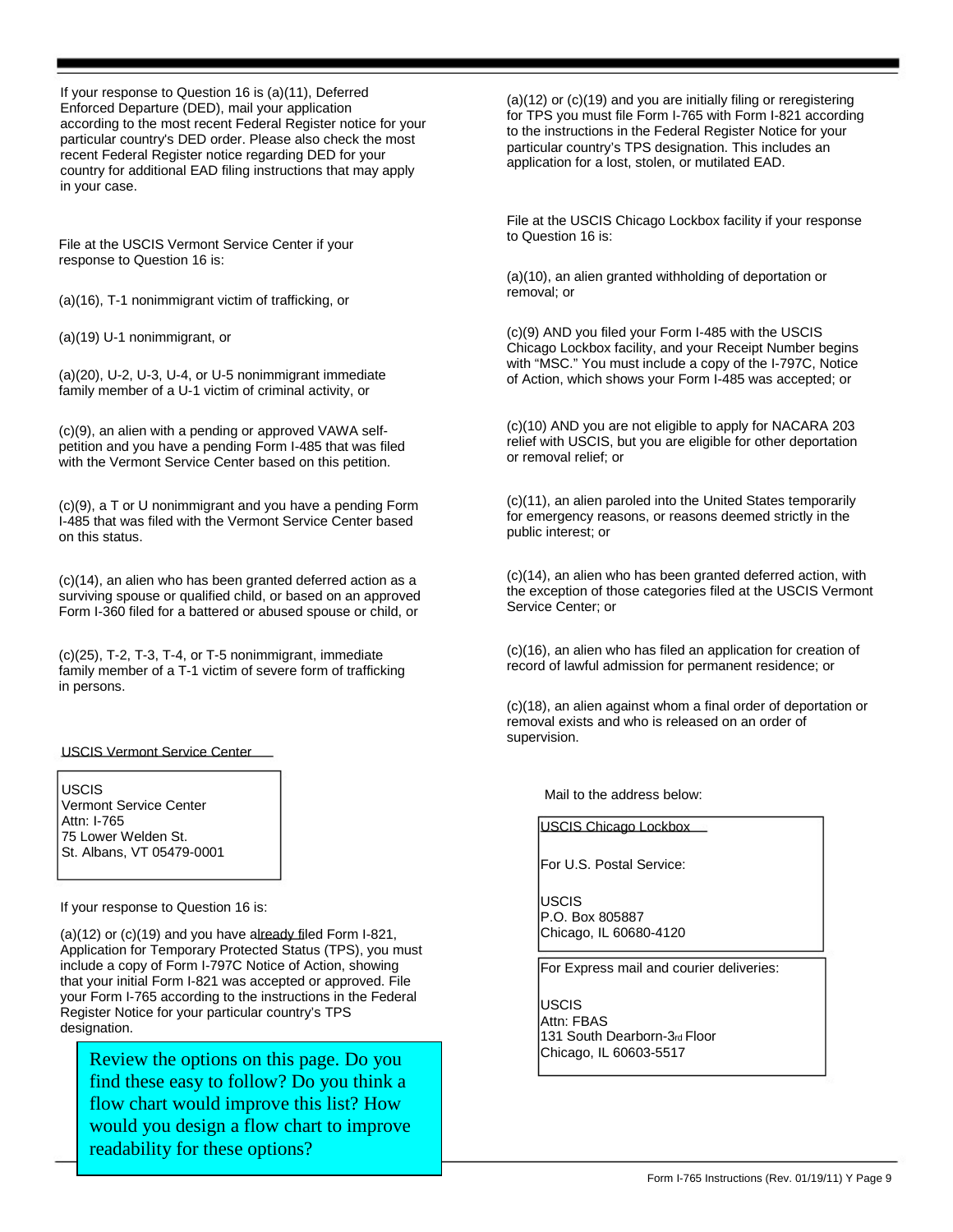If your response to Question 16 is (a)(11), Deferred Enforced Departure (DED), mail your application according to the most recent Federal Register notice for your particular country's DED order. Please also check the most recent Federal Register notice regarding DED for your country for additional EAD filing instructions that may apply in your case.

File at the USCIS Vermont Service Center if your response to Question 16 is:

(a)(16), T-1 nonimmigrant victim of trafficking, or

(a)(19) U-1 nonimmigrant, or

(a)(20), U-2, U-3, U-4, or U-5 nonimmigrant immediate family member of a U-1 victim of criminal activity, or

(c)(9), an alien with a pending or approved VAWA self-petition and you have a pending Form I-485 that was filed with the Vermont Service Center based on this petition.

(c)(9), a T or U nonimmigrant and you have a pending Form I-485 that was filed with the Vermont Service Center based on this status.

(c)(14), an alien who has been granted deferred action as a surviving spouse or qualified child, or based on an approved Form I-360 filed for a battered or abused spouse or child, or

(c)(25), T-2, T-3, T-4, or T-5 nonimmigrant, immediate family member of a T-1 victim of severe form of trafficking in persons.

USCIS Vermont Service Center

USCIS
Vermont Service Center
Attn: I-765
75 Lower Welden St.
St. Albans, VT 05479-0001

If your response to Question 16 is:

(a)(12) or (c)(19) and you have already filed Form I-821, Application for Temporary Protected Status (TPS), you must include a copy of Form I-797C Notice of Action, showing that your initial Form I-821 was accepted or approved. File your Form I-765 according to the instructions in the Federal Register Notice for your particular country's TPS designation.

Review the options on this page. Do you find these easy to follow? Do you think a flow chart would improve this list? How would you design a flow chart to improve readability for these options?

(a)(12) or (c)(19) and you are initially filing or reregistering for TPS you must file Form I-765 with Form I-821 according to the instructions in the Federal Register Notice for your particular country's TPS designation. This includes an application for a lost, stolen, or mutilated EAD.

File at the USCIS Chicago Lockbox facility if your response to Question 16 is:

(a)(10), an alien granted withholding of deportation or removal; or

(c)(9) AND you filed your Form I-485 with the USCIS Chicago Lockbox facility, and your Receipt Number begins with "MSC." You must include a copy of the I-797C, Notice of Action, which shows your Form I-485 was accepted; or

(c)(10) AND you are not eligible to apply for NACARA 203 relief with USCIS, but you are eligible for other deportation or removal relief; or

(c)(11), an alien paroled into the United States temporarily for emergency reasons, or reasons deemed strictly in the public interest; or

(c)(14), an alien who has been granted deferred action, with the exception of those categories filed at the USCIS Vermont Service Center; or

(c)(16), an alien who has filed an application for creation of record of lawful admission for permanent residence; or

(c)(18), an alien against whom a final order of deportation or removal exists and who is released on an order of supervision.

Mail to the address below:

USCIS Chicago Lockbox

For U.S. Postal Service:

USCIS
P.O. Box 805887
Chicago, IL 60680-4120

For Express mail and courier deliveries:

USCIS
Attn: FBAS
131 South Dearborn-3rd Floor
Chicago, IL 60603-5517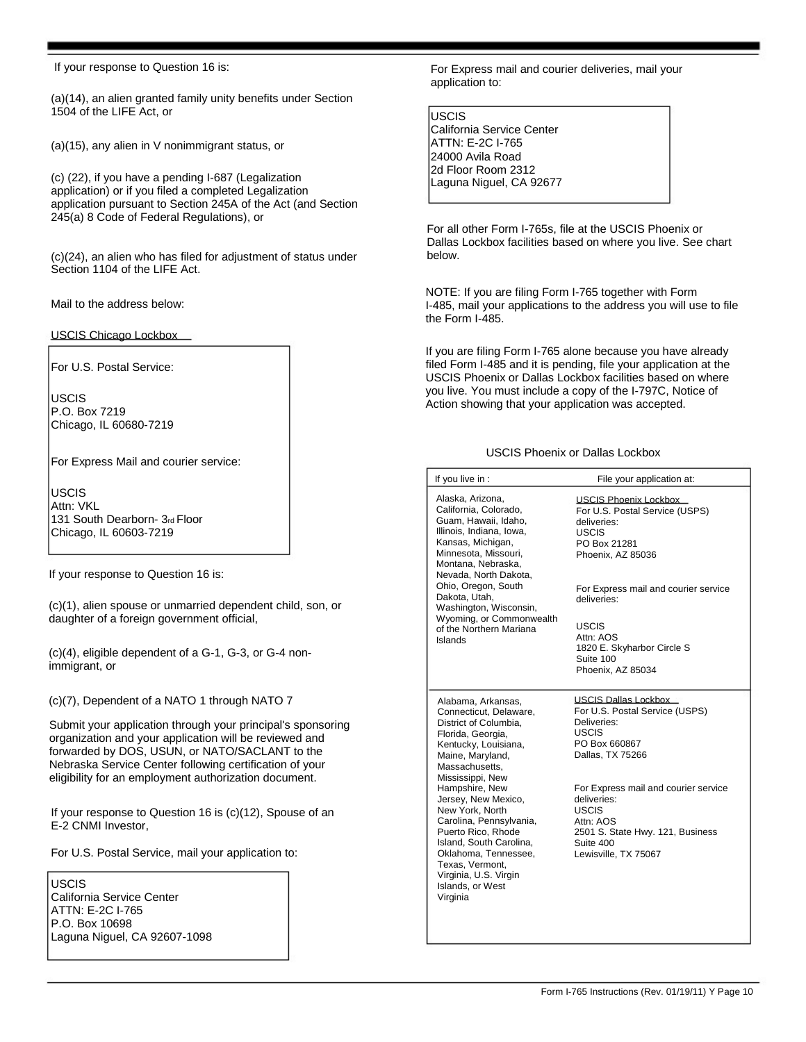If your response to Question 16 is:

(a)(14), an alien granted family unity benefits under Section 1504 of the LIFE Act, or

(a)(15), any alien in V nonimmigrant status, or

(c) (22), if you have a pending I-687 (Legalization application) or if you filed a completed Legalization application pursuant to Section 245A of the Act (and Section 245(a) 8 Code of Federal Regulations), or

(c)(24), an alien who has filed for adjustment of status under Section 1104 of the LIFE Act.

Mail to the address below:

USCIS Chicago Lockbox

For U.S. Postal Service:

USCIS
P.O. Box 7219
Chicago, IL 60680-7219

For Express Mail and courier service:

USCIS
Attn: VKL
131 South Dearborn- 3rd Floor
Chicago, IL 60603-7219

If your response to Question 16 is:

(c)(1), alien spouse or unmarried dependent child, son, or daughter of a foreign government official,

(c)(4), eligible dependent of a G-1, G-3, or G-4 non-immigrant, or

(c)(7), Dependent of a NATO 1 through NATO 7

Submit your application through your principal's sponsoring organization and your application will be reviewed and forwarded by DOS, USUN, or NATO/SACLANT to the Nebraska Service Center following certification of your eligibility for an employment authorization document.

If your response to Question 16 is (c)(12), Spouse of an E-2 CNMI Investor,

For U.S. Postal Service, mail your application to:

USCIS
California Service Center
ATTN: E-2C I-765
P.O. Box 10698
Laguna Niguel, CA 92607-1098

For Express mail and courier deliveries, mail your application to:

USCIS
California Service Center
ATTN: E-2C I-765
24000 Avila Road
2d Floor Room 2312
Laguna Niguel, CA 92677

For all other Form I-765s, file at the USCIS Phoenix or Dallas Lockbox facilities based on where you live. See chart below.

NOTE: If you are filing Form I-765 together with Form I-485, mail your applications to the address you will use to file the Form I-485.

If you are filing Form I-765 alone because you have already filed Form I-485 and it is pending, file your application at the USCIS Phoenix or Dallas Lockbox facilities based on where you live. You must include a copy of the I-797C, Notice of Action showing that your application was accepted.

USCIS Phoenix or Dallas Lockbox

| If you live in : | File your application at: |
|---|---|
| Alaska, Arizona, California, Colorado, Guam, Hawaii, Idaho, Illinois, Indiana, Iowa, Kansas, Michigan, Minnesota, Missouri, Montana, Nebraska, Nevada, North Dakota, Ohio, Oregon, South Dakota, Utah, Washington, Wisconsin, Wyoming, or Commonwealth of the Northern Mariana Islands | USCIS Phoenix Lockbox<br>For U.S. Postal Service (USPS) deliveries:<br>USCIS<br>PO Box 21281<br>Phoenix, AZ 85036<br><br>For Express mail and courier service deliveries:<br><br>USCIS<br>Attn: AOS<br>1820 E. Skyharbor Circle S<br>Suite 100<br>Phoenix, AZ 85034 |
| Alabama, Arkansas, Connecticut, Delaware, District of Columbia, Florida, Georgia, Kentucky, Louisiana, Maine, Maryland, Massachusetts, Mississippi, New Hampshire, New Jersey, New Mexico, New York, North Carolina, Pennsylvania, Puerto Rico, Rhode Island, South Carolina, Oklahoma, Tennessee, Texas, Vermont, Virginia, U.S. Virgin Islands, or West Virginia | USCIS Dallas Lockbox<br>For U.S. Postal Service (USPS) Deliveries:<br>USCIS<br>PO Box 660867<br>Dallas, TX 75266<br><br>For Express mail and courier service deliveries:<br>USCIS<br>Attn: AOS<br>2501 S. State Hwy. 121, Business Suite 400<br>Lewisville, TX 75067 |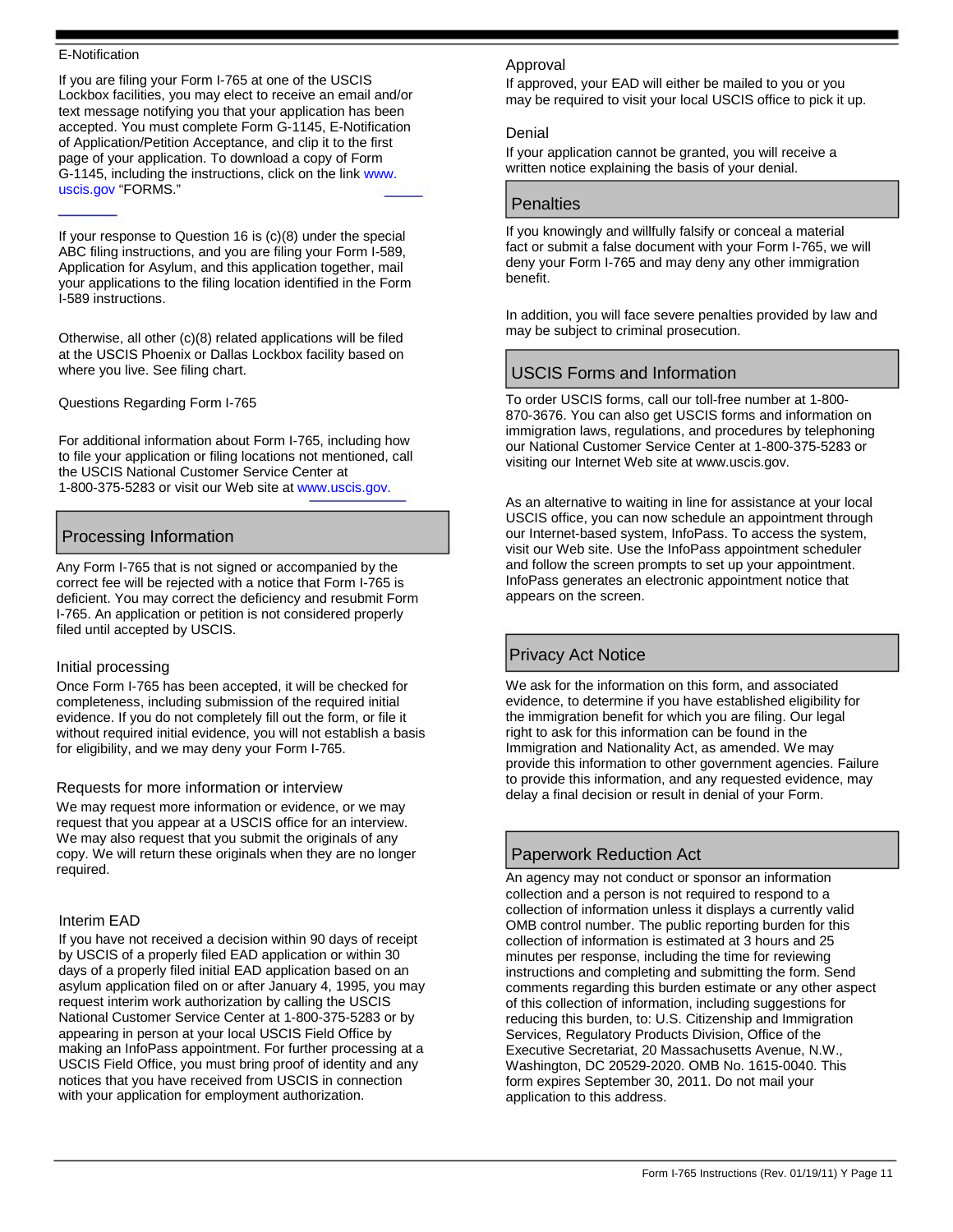### E-Notification

If you are filing your Form I-765 at one of the USCIS Lockbox facilities, you may elect to receive an email and/or text message notifying you that your application has been accepted. You must complete Form G-1145, E-Notification of Application/Petition Acceptance, and clip it to the first page of your application. To download a copy of Form G-1145, including the instructions, click on the link www.uscis.gov "FORMS."

If your response to Question 16 is (c)(8) under the special ABC filing instructions, and you are filing your Form I-589, Application for Asylum, and this application together, mail your applications to the filing location identified in the Form I-589 instructions.

Otherwise, all other (c)(8) related applications will be filed at the USCIS Phoenix or Dallas Lockbox facility based on where you live. See filing chart.

### Questions Regarding Form I-765

For additional information about Form I-765, including how to file your application or filing locations not mentioned, call the USCIS National Customer Service Center at 1-800-375-5283 or visit our Web site at www.uscis.gov.

## Processing Information

Any Form I-765 that is not signed or accompanied by the correct fee will be rejected with a notice that Form I-765 is deficient. You may correct the deficiency and resubmit Form I-765. An application or petition is not considered properly filed until accepted by USCIS.

### Initial processing

Once Form I-765 has been accepted, it will be checked for completeness, including submission of the required initial evidence. If you do not completely fill out the form, or file it without required initial evidence, you will not establish a basis for eligibility, and we may deny your Form I-765.

### Requests for more information or interview

We may request more information or evidence, or we may request that you appear at a USCIS office for an interview. We may also request that you submit the originals of any copy. We will return these originals when they are no longer required.

### Interim EAD

If you have not received a decision within 90 days of receipt by USCIS of a properly filed EAD application or within 30 days of a properly filed initial EAD application based on an asylum application filed on or after January 4, 1995, you may request interim work authorization by calling the USCIS National Customer Service Center at 1-800-375-5283 or by appearing in person at your local USCIS Field Office by making an InfoPass appointment. For further processing at a USCIS Field Office, you must bring proof of identity and any notices that you have received from USCIS in connection with your application for employment authorization.

### Approval

If approved, your EAD will either be mailed to you or you may be required to visit your local USCIS office to pick it up.

### Denial

If your application cannot be granted, you will receive a written notice explaining the basis of your denial.

## Penalties

If you knowingly and willfully falsify or conceal a material fact or submit a false document with your Form I-765, we will deny your Form I-765 and may deny any other immigration benefit.

In addition, you will face severe penalties provided by law and may be subject to criminal prosecution.

## USCIS Forms and Information

To order USCIS forms, call our toll-free number at 1-800-870-3676. You can also get USCIS forms and information on immigration laws, regulations, and procedures by telephoning our National Customer Service Center at 1-800-375-5283 or visiting our Internet Web site at www.uscis.gov.

As an alternative to waiting in line for assistance at your local USCIS office, you can now schedule an appointment through our Internet-based system, InfoPass. To access the system, visit our Web site. Use the InfoPass appointment scheduler and follow the screen prompts to set up your appointment. InfoPass generates an electronic appointment notice that appears on the screen.

## Privacy Act Notice

We ask for the information on this form, and associated evidence, to determine if you have established eligibility for the immigration benefit for which you are filing. Our legal right to ask for this information can be found in the Immigration and Nationality Act, as amended. We may provide this information to other government agencies. Failure to provide this information, and any requested evidence, may delay a final decision or result in denial of your Form.

## Paperwork Reduction Act

An agency may not conduct or sponsor an information collection and a person is not required to respond to a collection of information unless it displays a currently valid OMB control number. The public reporting burden for this collection of information is estimated at 3 hours and 25 minutes per response, including the time for reviewing instructions and completing and submitting the form. Send comments regarding this burden estimate or any other aspect of this collection of information, including suggestions for reducing this burden, to: U.S. Citizenship and Immigration Services, Regulatory Products Division, Office of the Executive Secretariat, 20 Massachusetts Avenue, N.W., Washington, DC 20529-2020. OMB No. 1615-0040. This form expires September 30, 2011. Do not mail your application to this address.